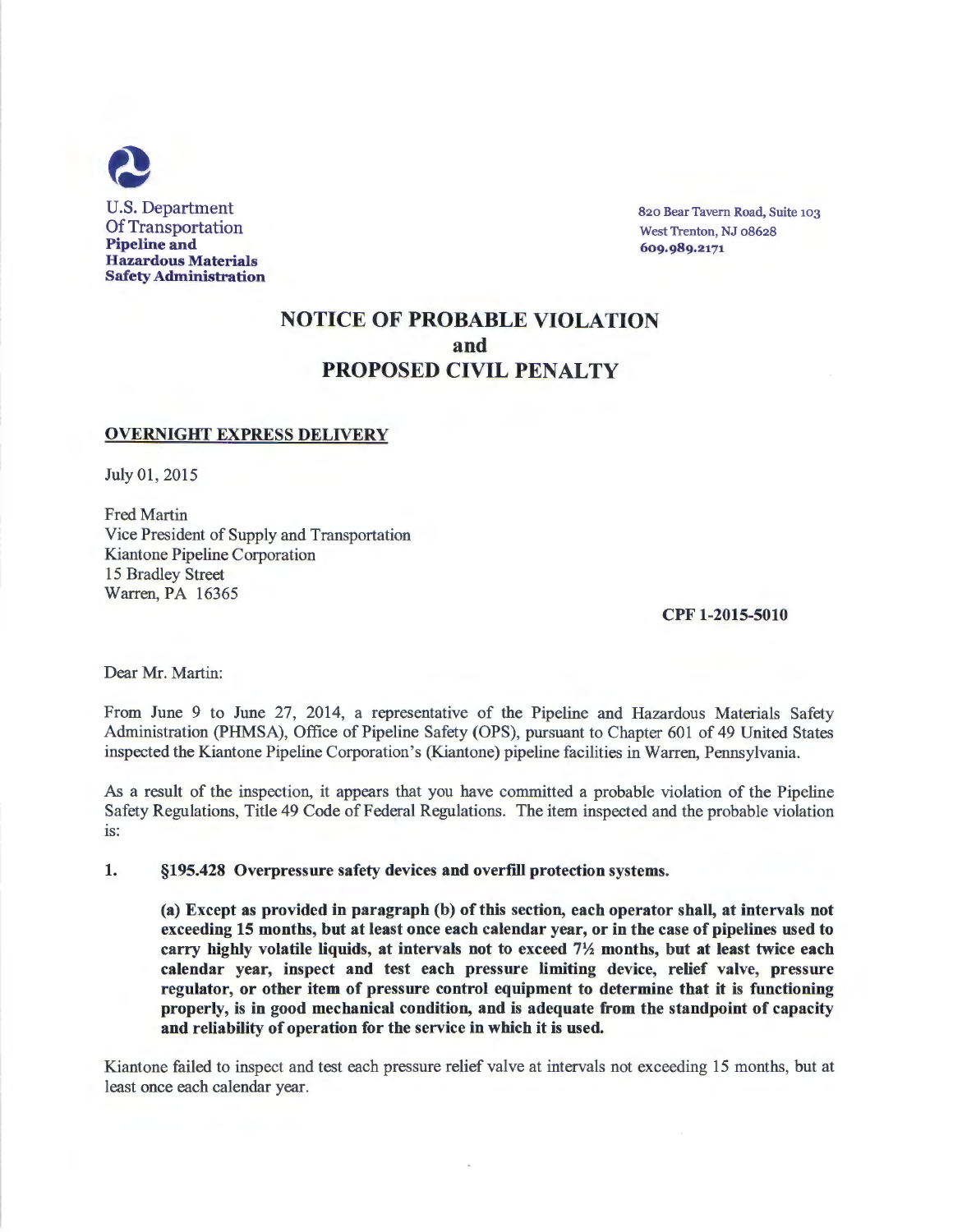U.S. Department
Of Transportation
**Pipeline and**
**Hazardous Materials**
**Safety Administration**

820 Bear Tavern Road, Suite 103
West Trenton, NJ 08628
**609.989.2171**

# NOTICE OF PROBABLE VIOLATION
# and
# PROPOSED CIVIL PENALTY

**OVERNIGHT EXPRESS DELIVERY**

July 01, 2015

Fred Martin
Vice President of Supply and Transportation
Kiantone Pipeline Corporation
15 Bradley Street
Warren, PA 16365

**CPF 1-2015-5010**

Dear Mr. Martin:

From June 9 to June 27, 2014, a representative of the Pipeline and Hazardous Materials Safety Administration (PHMSA), Office of Pipeline Safety (OPS), pursuant to Chapter 601 of 49 United States inspected the Kiantone Pipeline Corporation's (Kiantone) pipeline facilities in Warren, Pennsylvania.

As a result of the inspection, it appears that you have committed a probable violation of the Pipeline Safety Regulations, Title 49 Code of Federal Regulations. The item inspected and the probable violation is:

1. **§195.428 Overpressure safety devices and overfill protection systems.**

   **(a) Except as provided in paragraph (b) of this section, each operator shall, at intervals not exceeding 15 months, but at least once each calendar year, or in the case of pipelines used to carry highly volatile liquids, at intervals not to exceed 7½ months, but at least twice each calendar year, inspect and test each pressure limiting device, relief valve, pressure regulator, or other item of pressure control equipment to determine that it is functioning properly, is in good mechanical condition, and is adequate from the standpoint of capacity and reliability of operation for the service in which it is used.**

Kiantone failed to inspect and test each pressure relief valve at intervals not exceeding 15 months, but at least once each calendar year.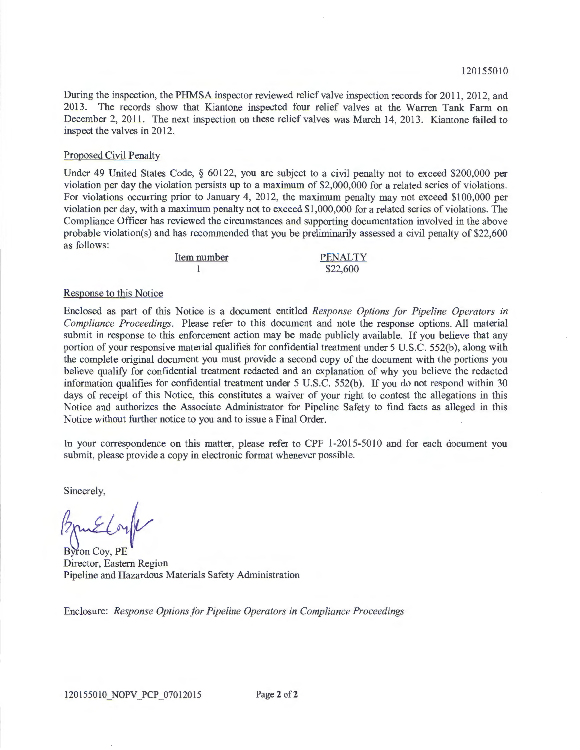During the inspection, the PHMSA inspector reviewed relief valve inspection records for 2011, 2012, and 2013. The records show that Kiantone inspected four relief valves at the Warren Tank Farm on December 2, 2011. The next inspection on these relief valves was March 14, 2013. Kiantone failed to inspect the valves in 2012.

## Proposed Civil Penalty

Under 49 United States Code, § 60122, you are subject to a civil penalty not to exceed $200,000 per violation per day the violation persists up to a maximum of $2,000,000 for a related series of violations. For violations occurring prior to January 4, 2012, the maximum penalty may not exceed $100,000 per violation per day, with a maximum penalty not to exceed $1,000,000 for a related series of violations. The Compliance Officer has reviewed the circumstances and supporting documentation involved in the above probable violation(s) and has recommended that you be preliminarily assessed a civil penalty of $22,600 as follows:

| Item number | PENALTY |
| --- | --- |
| 1 | $22,600 |

## Response to this Notice

Enclosed as part of this Notice is a document entitled *Response Options for Pipeline Operators in Compliance Proceedings*. Please refer to this document and note the response options. All material submit in response to this enforcement action may be made publicly available. If you believe that any portion of your responsive material qualifies for confidential treatment under 5 U.S.C. 552(b), along with the complete original document you must provide a second copy of the document with the portions you believe qualify for confidential treatment redacted and an explanation of why you believe the redacted information qualifies for confidential treatment under 5 U.S.C. 552(b). If you do not respond within 30 days of receipt of this Notice, this constitutes a waiver of your right to contest the allegations in this Notice and authorizes the Associate Administrator for Pipeline Safety to find facts as alleged in this Notice without further notice to you and to issue a Final Order.

In your correspondence on this matter, please refer to CPF 1-2015-5010 and for each document you submit, please provide a copy in electronic format whenever possible.

Sincerely,

Byron Coy, PE
Director, Eastern Region
Pipeline and Hazardous Materials Safety Administration

Enclosure: *Response Options for Pipeline Operators in Compliance Proceedings*